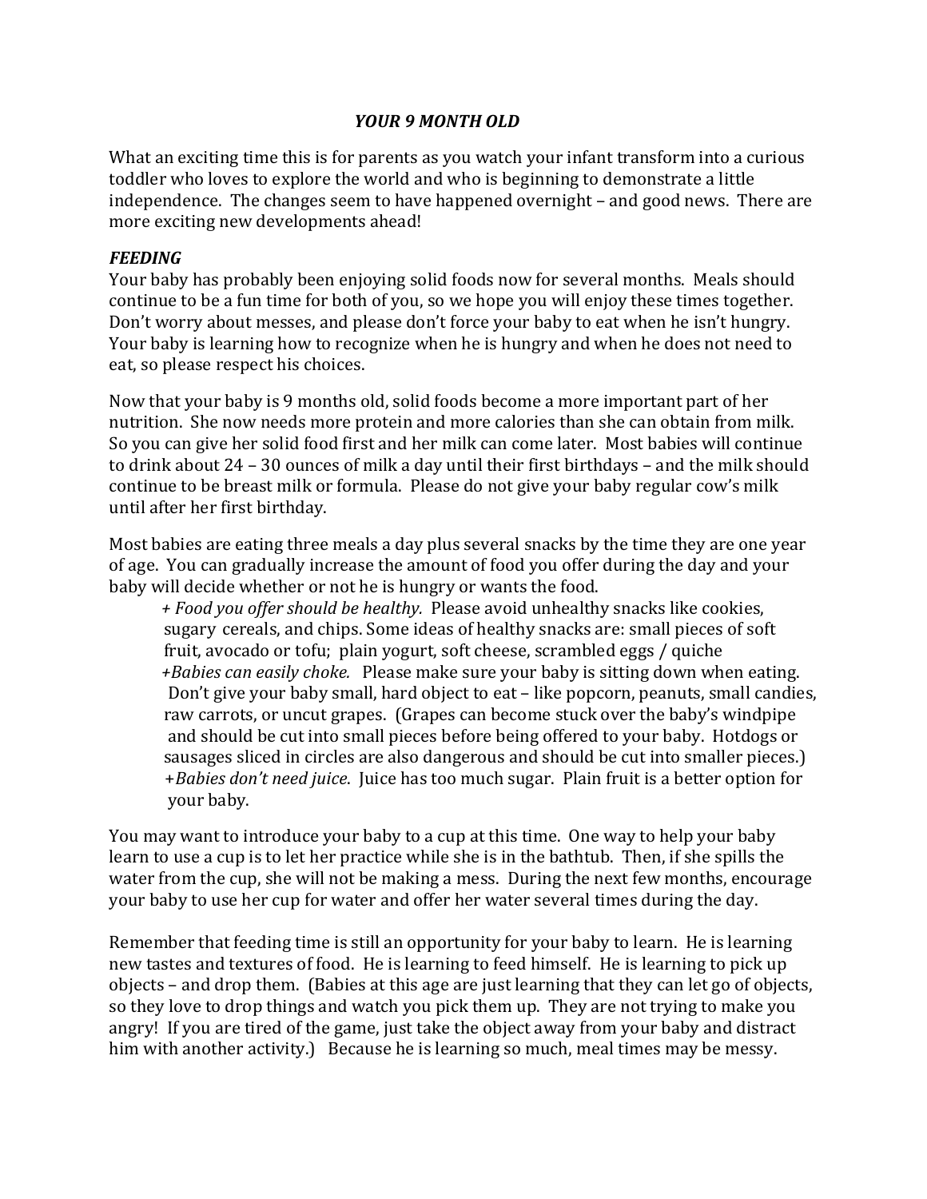# *YOUR 9 MONTH OLD*

What an exciting time this is for parents as you watch your infant transform into a curious toddler who loves to explore the world and who is beginning to demonstrate a little independence. The changes seem to have happened overnight – and good news. There are more exciting new developments ahead!

## *FEEDING*

Your baby has probably been enjoying solid foods now for several months. Meals should continue to be a fun time for both of you, so we hope you will enjoy these times together. Don't worry about messes, and please don't force your baby to eat when he isn't hungry. Your baby is learning how to recognize when he is hungry and when he does not need to eat, so please respect his choices.

Now that your baby is 9 months old, solid foods become a more important part of her nutrition. She now needs more protein and more calories than she can obtain from milk. So you can give her solid food first and her milk can come later. Most babies will continue to drink about 24 – 30 ounces of milk a day until their first birthdays – and the milk should continue to be breast milk or formula. Please do not give your baby regular cow's milk until after her first birthday.

Most babies are eating three meals a day plus several snacks by the time they are one year of age. You can gradually increase the amount of food you offer during the day and your baby will decide whether or not he is hungry or wants the food.

+ *Food you offer should be healthy.* Please avoid unhealthy snacks like cookies, sugary cereals, and chips. Some ideas of healthy snacks are: small pieces of soft fruit, avocado or tofu; plain yogurt, soft cheese, scrambled eggs / quiche
+*Babies can easily choke.* Please make sure your baby is sitting down when eating. Don't give your baby small, hard object to eat – like popcorn, peanuts, small candies, raw carrots, or uncut grapes. (Grapes can become stuck over the baby's windpipe and should be cut into small pieces before being offered to your baby. Hotdogs or sausages sliced in circles are also dangerous and should be cut into smaller pieces.)
+*Babies don't need juice*. Juice has too much sugar. Plain fruit is a better option for your baby.

You may want to introduce your baby to a cup at this time. One way to help your baby learn to use a cup is to let her practice while she is in the bathtub. Then, if she spills the water from the cup, she will not be making a mess. During the next few months, encourage your baby to use her cup for water and offer her water several times during the day.

Remember that feeding time is still an opportunity for your baby to learn. He is learning new tastes and textures of food. He is learning to feed himself. He is learning to pick up objects – and drop them. (Babies at this age are just learning that they can let go of objects, so they love to drop things and watch you pick them up. They are not trying to make you angry! If you are tired of the game, just take the object away from your baby and distract him with another activity.) Because he is learning so much, meal times may be messy.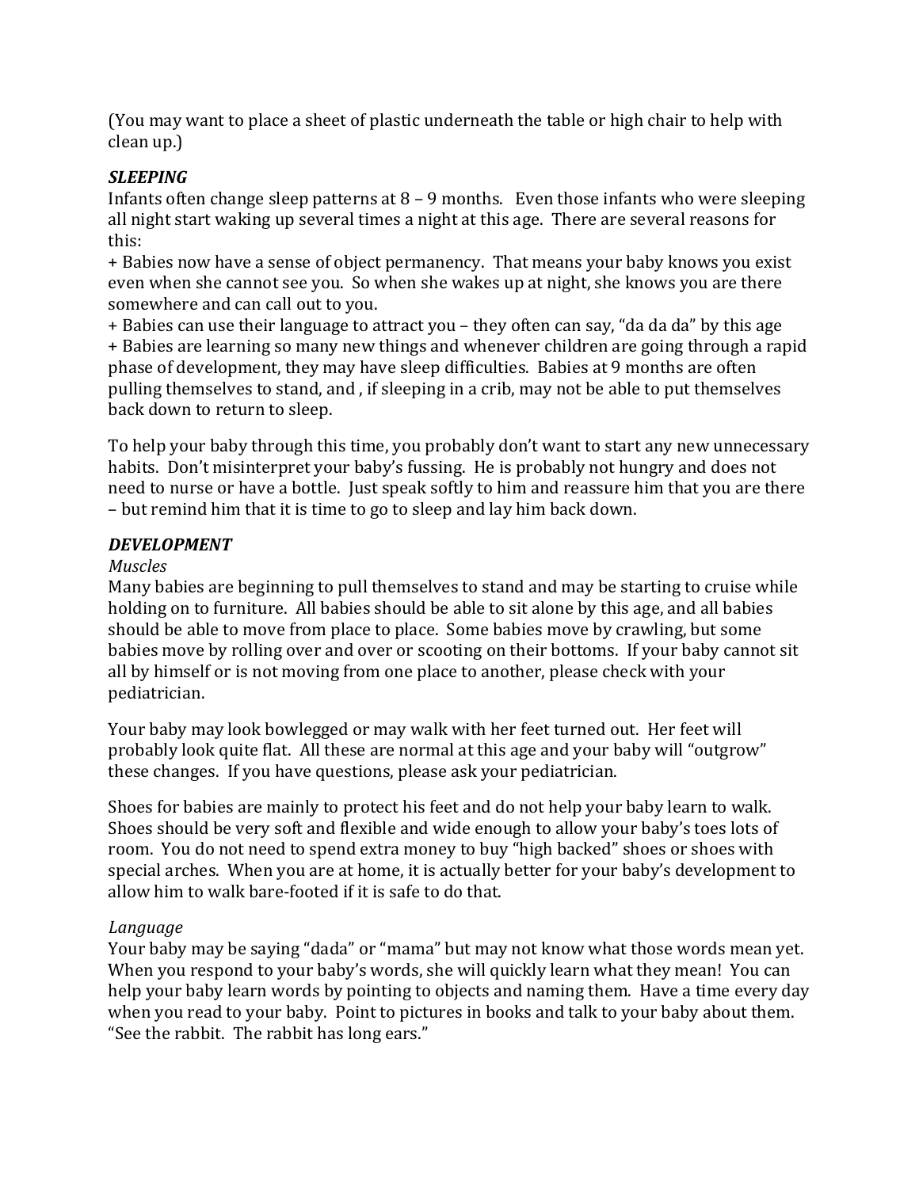(You may want to place a sheet of plastic underneath the table or high chair to help with clean up.)

***SLEEPING***

Infants often change sleep patterns at 8 – 9 months. Even those infants who were sleeping all night start waking up several times a night at this age. There are several reasons for this:

+ Babies now have a sense of object permanency. That means your baby knows you exist even when she cannot see you. So when she wakes up at night, she knows you are there somewhere and can call out to you.

+ Babies can use their language to attract you – they often can say, "da da da" by this age

+ Babies are learning so many new things and whenever children are going through a rapid phase of development, they may have sleep difficulties. Babies at 9 months are often pulling themselves to stand, and , if sleeping in a crib, may not be able to put themselves back down to return to sleep.

To help your baby through this time, you probably don't want to start any new unnecessary habits. Don't misinterpret your baby's fussing. He is probably not hungry and does not need to nurse or have a bottle. Just speak softly to him and reassure him that you are there – but remind him that it is time to go to sleep and lay him back down.

***DEVELOPMENT***

*Muscles*

Many babies are beginning to pull themselves to stand and may be starting to cruise while holding on to furniture. All babies should be able to sit alone by this age, and all babies should be able to move from place to place. Some babies move by crawling, but some babies move by rolling over and over or scooting on their bottoms. If your baby cannot sit all by himself or is not moving from one place to another, please check with your pediatrician.

Your baby may look bowlegged or may walk with her feet turned out. Her feet will probably look quite flat. All these are normal at this age and your baby will "outgrow" these changes. If you have questions, please ask your pediatrician.

Shoes for babies are mainly to protect his feet and do not help your baby learn to walk. Shoes should be very soft and flexible and wide enough to allow your baby's toes lots of room. You do not need to spend extra money to buy "high backed" shoes or shoes with special arches. When you are at home, it is actually better for your baby's development to allow him to walk bare-footed if it is safe to do that.

*Language*

Your baby may be saying "dada" or "mama" but may not know what those words mean yet. When you respond to your baby's words, she will quickly learn what they mean! You can help your baby learn words by pointing to objects and naming them. Have a time every day when you read to your baby. Point to pictures in books and talk to your baby about them. "See the rabbit. The rabbit has long ears."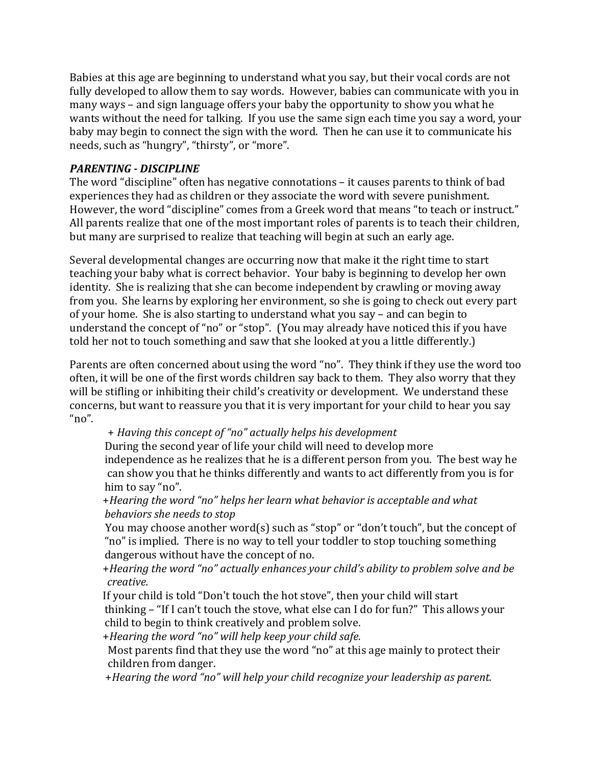Babies at this age are beginning to understand what you say, but their vocal cords are not fully developed to allow them to say words. However, babies can communicate with you in many ways – and sign language offers your baby the opportunity to show you what he wants without the need for talking. If you use the same sign each time you say a word, your baby may begin to connect the sign with the word. Then he can use it to communicate his needs, such as "hungry", "thirsty", or "more".

***PARENTING - DISCIPLINE***

The word "discipline" often has negative connotations – it causes parents to think of bad experiences they had as children or they associate the word with severe punishment. However, the word "discipline" comes from a Greek word that means "to teach or instruct." All parents realize that one of the most important roles of parents is to teach their children, but many are surprised to realize that teaching will begin at such an early age.

Several developmental changes are occurring now that make it the right time to start teaching your baby what is correct behavior. Your baby is beginning to develop her own identity. She is realizing that she can become independent by crawling or moving away from you. She learns by exploring her environment, so she is going to check out every part of your home. She is also starting to understand what you say – and can begin to understand the concept of "no" or "stop". (You may already have noticed this if you have told her not to touch something and saw that she looked at you a little differently.)

Parents are often concerned about using the word "no". They think if they use the word too often, it will be one of the first words children say back to them. They also worry that they will be stifling or inhibiting their child's creativity or development. We understand these concerns, but want to reassure you that it is very important for your child to hear you say "no".

+ *Having this concept of "no" actually helps his development*
  During the second year of life your child will need to develop more independence as he realizes that he is a different person from you. The best way he can show you that he thinks differently and wants to act differently from you is for him to say "no".
+ *Hearing the word "no" helps her learn what behavior is acceptable and what behaviors she needs to stop*
  You may choose another word(s) such as "stop" or "don't touch", but the concept of "no" is implied. There is no way to tell your toddler to stop touching something dangerous without have the concept of no.
+ *Hearing the word "no" actually enhances your child's ability to problem solve and be creative.*
  If your child is told "Don't touch the hot stove", then your child will start thinking – "If I can't touch the stove, what else can I do for fun?" This allows your child to begin to think creatively and problem solve.
+ *Hearing the word "no" will help keep your child safe.*
  Most parents find that they use the word "no" at this age mainly to protect their children from danger.
+ *Hearing the word "no" will help your child recognize your leadership as parent.*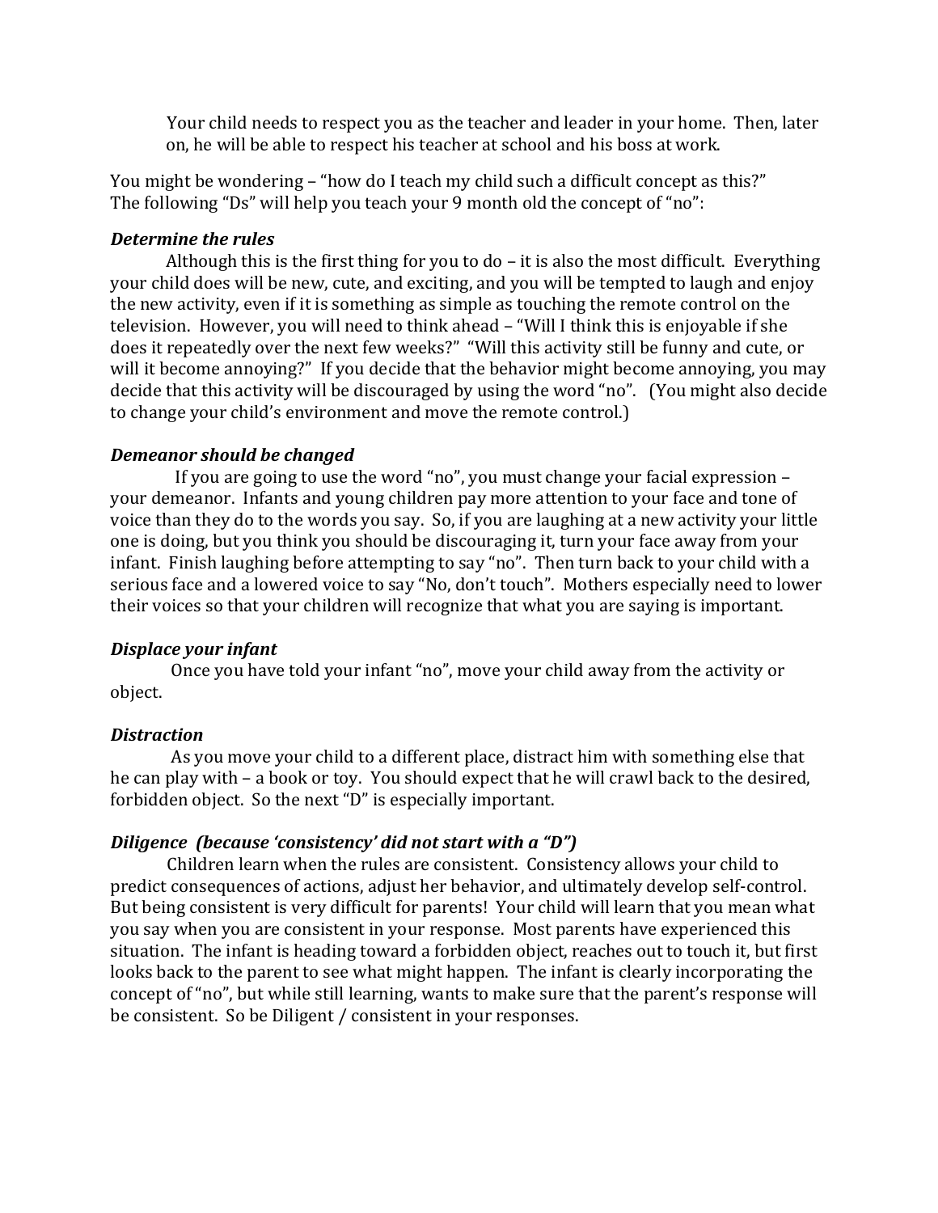Your child needs to respect you as the teacher and leader in your home. Then, later on, he will be able to respect his teacher at school and his boss at work.

You might be wondering – "how do I teach my child such a difficult concept as this?" The following "Ds" will help you teach your 9 month old the concept of "no":

***Determine the rules***

Although this is the first thing for you to do – it is also the most difficult. Everything your child does will be new, cute, and exciting, and you will be tempted to laugh and enjoy the new activity, even if it is something as simple as touching the remote control on the television. However, you will need to think ahead – "Will I think this is enjoyable if she does it repeatedly over the next few weeks?" "Will this activity still be funny and cute, or will it become annoying?" If you decide that the behavior might become annoying, you may decide that this activity will be discouraged by using the word "no". (You might also decide to change your child's environment and move the remote control.)

***Demeanor should be changed***

If you are going to use the word "no", you must change your facial expression – your demeanor. Infants and young children pay more attention to your face and tone of voice than they do to the words you say. So, if you are laughing at a new activity your little one is doing, but you think you should be discouraging it, turn your face away from your infant. Finish laughing before attempting to say "no". Then turn back to your child with a serious face and a lowered voice to say "No, don't touch". Mothers especially need to lower their voices so that your children will recognize that what you are saying is important.

***Displace your infant***

Once you have told your infant "no", move your child away from the activity or object.

***Distraction***

As you move your child to a different place, distract him with something else that he can play with – a book or toy. You should expect that he will crawl back to the desired, forbidden object. So the next "D" is especially important.

***Diligence (because 'consistency' did not start with a "D")***

Children learn when the rules are consistent. Consistency allows your child to predict consequences of actions, adjust her behavior, and ultimately develop self-control. But being consistent is very difficult for parents! Your child will learn that you mean what you say when you are consistent in your response. Most parents have experienced this situation. The infant is heading toward a forbidden object, reaches out to touch it, but first looks back to the parent to see what might happen. The infant is clearly incorporating the concept of "no", but while still learning, wants to make sure that the parent's response will be consistent. So be Diligent / consistent in your responses.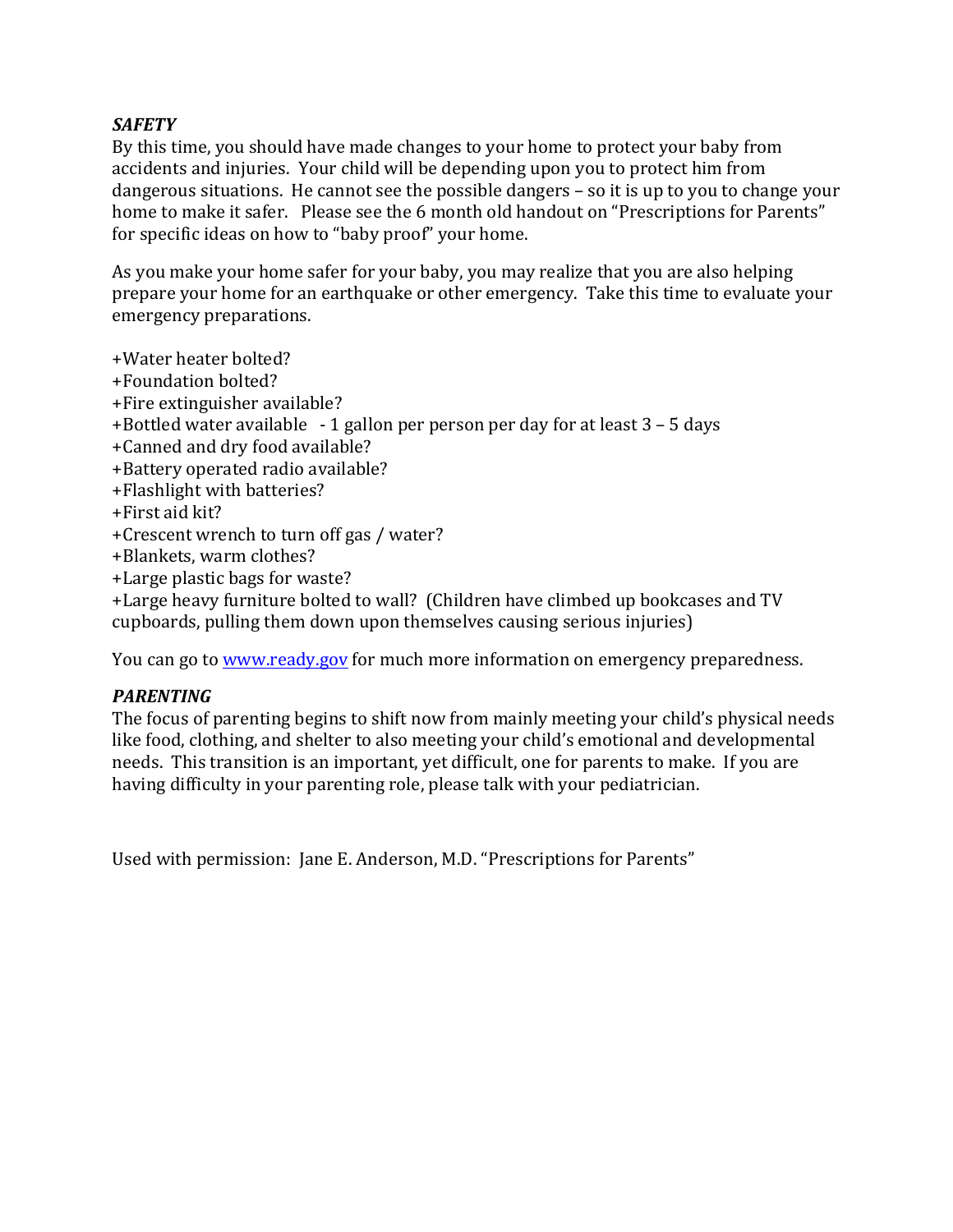***SAFETY***

By this time, you should have made changes to your home to protect your baby from accidents and injuries. Your child will be depending upon you to protect him from dangerous situations. He cannot see the possible dangers – so it is up to you to change your home to make it safer. Please see the 6 month old handout on "Prescriptions for Parents" for specific ideas on how to "baby proof" your home.

As you make your home safer for your baby, you may realize that you are also helping prepare your home for an earthquake or other emergency. Take this time to evaluate your emergency preparations.

+Water heater bolted?
+Foundation bolted?
+Fire extinguisher available?
+Bottled water available - 1 gallon per person per day for at least 3 – 5 days
+Canned and dry food available?
+Battery operated radio available?
+Flashlight with batteries?
+First aid kit?
+Crescent wrench to turn off gas / water?
+Blankets, warm clothes?
+Large plastic bags for waste?
+Large heavy furniture bolted to wall? (Children have climbed up bookcases and TV cupboards, pulling them down upon themselves causing serious injuries)

You can go to [www.ready.gov](http://www.ready.gov) for much more information on emergency preparedness.

***PARENTING***

The focus of parenting begins to shift now from mainly meeting your child's physical needs like food, clothing, and shelter to also meeting your child's emotional and developmental needs. This transition is an important, yet difficult, one for parents to make. If you are having difficulty in your parenting role, please talk with your pediatrician.

Used with permission: Jane E. Anderson, M.D. "Prescriptions for Parents"